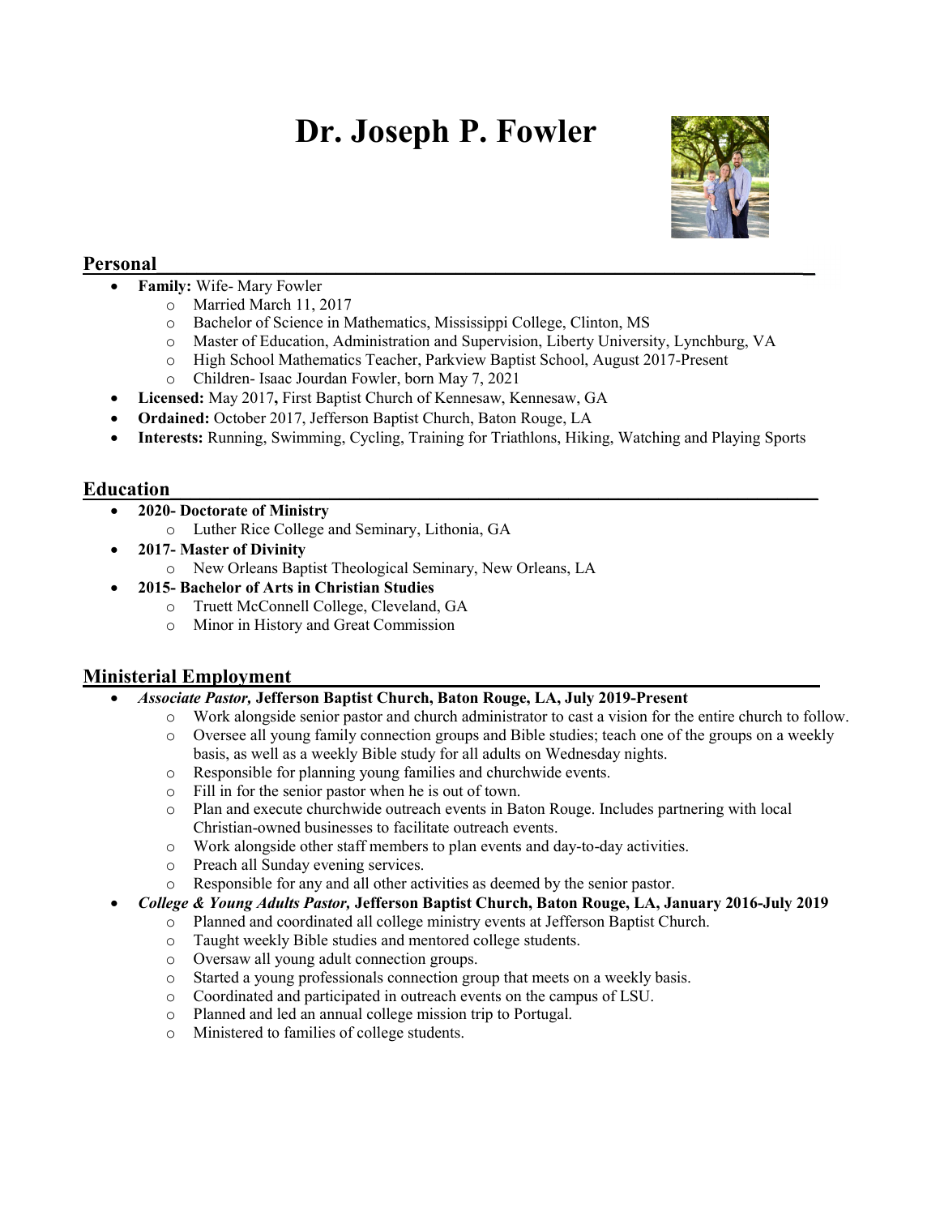# Dr. Joseph P. Fowler

## Personal

- **Family:** Wife- Mary Fowler
  - Married March 11, 2017
  - Bachelor of Science in Mathematics, Mississippi College, Clinton, MS
  - Master of Education, Administration and Supervision, Liberty University, Lynchburg, VA
  - High School Mathematics Teacher, Parkview Baptist School, August 2017-Present
  - Children- Isaac Jourdan Fowler, born May 7, 2021
- **Licensed:** May 2017**,** First Baptist Church of Kennesaw, Kennesaw, GA
- **Ordained:** October 2017, Jefferson Baptist Church, Baton Rouge, LA
- **Interests:** Running, Swimming, Cycling, Training for Triathlons, Hiking, Watching and Playing Sports

## Education

- **2020- Doctorate of Ministry**
  - Luther Rice College and Seminary, Lithonia, GA
- **2017- Master of Divinity**
  - New Orleans Baptist Theological Seminary, New Orleans, LA
- **2015- Bachelor of Arts in Christian Studies**
  - Truett McConnell College, Cleveland, GA
  - Minor in History and Great Commission

## Ministerial Employment

- ***Associate Pastor,*** **Jefferson Baptist Church, Baton Rouge, LA, July 2019-Present**
  - Work alongside senior pastor and church administrator to cast a vision for the entire church to follow.
  - Oversee all young family connection groups and Bible studies; teach one of the groups on a weekly basis, as well as a weekly Bible study for all adults on Wednesday nights.
  - Responsible for planning young families and churchwide events.
  - Fill in for the senior pastor when he is out of town.
  - Plan and execute churchwide outreach events in Baton Rouge. Includes partnering with local Christian-owned businesses to facilitate outreach events.
  - Work alongside other staff members to plan events and day-to-day activities.
  - Preach all Sunday evening services.
  - Responsible for any and all other activities as deemed by the senior pastor.
- ***College & Young Adults Pastor,*** **Jefferson Baptist Church, Baton Rouge, LA, January 2016-July 2019**
  - Planned and coordinated all college ministry events at Jefferson Baptist Church.
  - Taught weekly Bible studies and mentored college students.
  - Oversaw all young adult connection groups.
  - Started a young professionals connection group that meets on a weekly basis.
  - Coordinated and participated in outreach events on the campus of LSU.
  - Planned and led an annual college mission trip to Portugal.
  - Ministered to families of college students.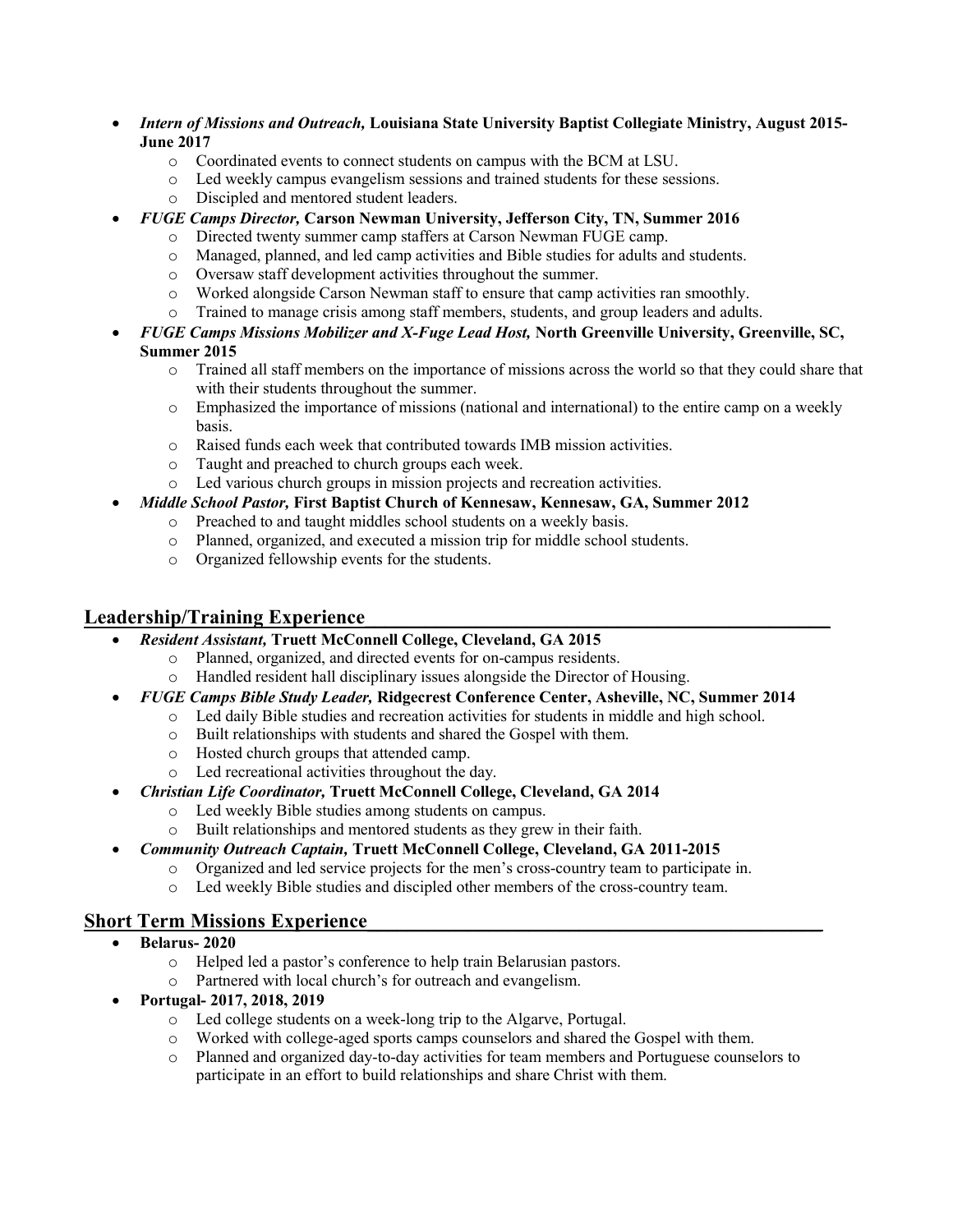- ***Intern of Missions and Outreach,* Louisiana State University Baptist Collegiate Ministry, August 2015-June 2017**
  - Coordinated events to connect students on campus with the BCM at LSU.
  - Led weekly campus evangelism sessions and trained students for these sessions.
  - Discipled and mentored student leaders.
- ***FUGE Camps Director,* Carson Newman University, Jefferson City, TN, Summer 2016**
  - Directed twenty summer camp staffers at Carson Newman FUGE camp.
  - Managed, planned, and led camp activities and Bible studies for adults and students.
  - Oversaw staff development activities throughout the summer.
  - Worked alongside Carson Newman staff to ensure that camp activities ran smoothly.
  - Trained to manage crisis among staff members, students, and group leaders and adults.
- ***FUGE Camps Missions Mobilizer and X-Fuge Lead Host,* North Greenville University, Greenville, SC, Summer 2015**
  - Trained all staff members on the importance of missions across the world so that they could share that with their students throughout the summer.
  - Emphasized the importance of missions (national and international) to the entire camp on a weekly basis.
  - Raised funds each week that contributed towards IMB mission activities.
  - Taught and preached to church groups each week.
  - Led various church groups in mission projects and recreation activities.
- ***Middle School Pastor,* First Baptist Church of Kennesaw, Kennesaw, GA, Summer 2012**
  - Preached to and taught middles school students on a weekly basis.
  - Planned, organized, and executed a mission trip for middle school students.
  - Organized fellowship events for the students.

## Leadership/Training Experience

- ***Resident Assistant,* Truett McConnell College, Cleveland, GA 2015**
  - Planned, organized, and directed events for on-campus residents.
  - Handled resident hall disciplinary issues alongside the Director of Housing.
- ***FUGE Camps Bible Study Leader,* Ridgecrest Conference Center, Asheville, NC, Summer 2014**
  - Led daily Bible studies and recreation activities for students in middle and high school.
  - Built relationships with students and shared the Gospel with them.
  - Hosted church groups that attended camp.
  - Led recreational activities throughout the day.
- ***Christian Life Coordinator,* Truett McConnell College, Cleveland, GA 2014**
  - Led weekly Bible studies among students on campus.
  - Built relationships and mentored students as they grew in their faith.
- ***Community Outreach Captain,* Truett McConnell College, Cleveland, GA 2011-2015**
  - Organized and led service projects for the men's cross-country team to participate in.
  - Led weekly Bible studies and discipled other members of the cross-country team.

## Short Term Missions Experience

- **Belarus- 2020**
  - Helped led a pastor's conference to help train Belarusian pastors.
  - Partnered with local church's for outreach and evangelism.
- **Portugal- 2017, 2018, 2019**
  - Led college students on a week-long trip to the Algarve, Portugal.
  - Worked with college-aged sports camps counselors and shared the Gospel with them.
  - Planned and organized day-to-day activities for team members and Portuguese counselors to participate in an effort to build relationships and share Christ with them.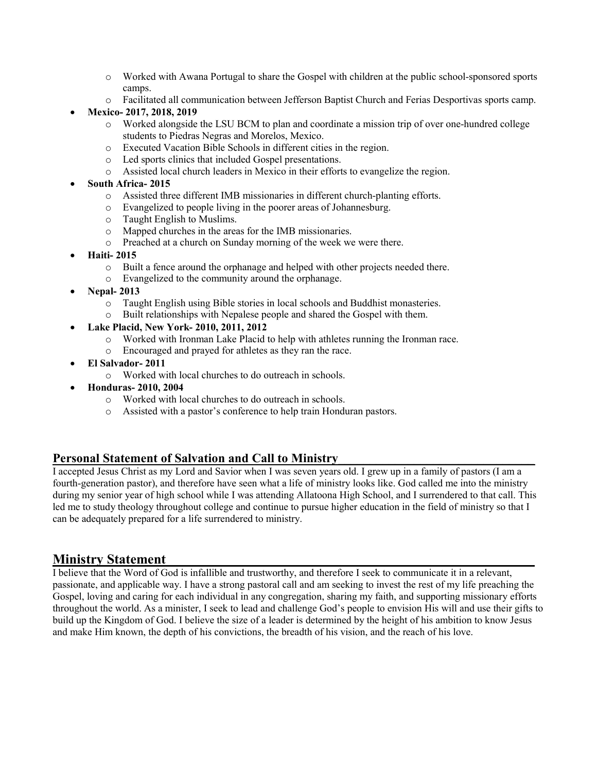- Worked with Awana Portugal to share the Gospel with children at the public school-sponsored sports camps.
    - Facilitated all communication between Jefferson Baptist Church and Ferias Desportivas sports camp.
- **Mexico- 2017, 2018, 2019**
    - Worked alongside the LSU BCM to plan and coordinate a mission trip of over one-hundred college students to Piedras Negras and Morelos, Mexico.
    - Executed Vacation Bible Schools in different cities in the region.
    - Led sports clinics that included Gospel presentations.
    - Assisted local church leaders in Mexico in their efforts to evangelize the region.
- **South Africa- 2015**
    - Assisted three different IMB missionaries in different church-planting efforts.
    - Evangelized to people living in the poorer areas of Johannesburg.
    - Taught English to Muslims.
    - Mapped churches in the areas for the IMB missionaries.
    - Preached at a church on Sunday morning of the week we were there.
- **Haiti- 2015**
    - Built a fence around the orphanage and helped with other projects needed there.
    - Evangelized to the community around the orphanage.
- **Nepal- 2013**
    - Taught English using Bible stories in local schools and Buddhist monasteries.
    - Built relationships with Nepalese people and shared the Gospel with them.
- **Lake Placid, New York- 2010, 2011, 2012**
    - Worked with Ironman Lake Placid to help with athletes running the Ironman race.
    - Encouraged and prayed for athletes as they ran the race.
- **El Salvador- 2011**
    - Worked with local churches to do outreach in schools.
- **Honduras- 2010, 2004**
    - Worked with local churches to do outreach in schools.
    - Assisted with a pastor's conference to help train Honduran pastors.

## Personal Statement of Salvation and Call to Ministry

I accepted Jesus Christ as my Lord and Savior when I was seven years old. I grew up in a family of pastors (I am a fourth-generation pastor), and therefore have seen what a life of ministry looks like. God called me into the ministry during my senior year of high school while I was attending Allatoona High School, and I surrendered to that call. This led me to study theology throughout college and continue to pursue higher education in the field of ministry so that I can be adequately prepared for a life surrendered to ministry.

## Ministry Statement

I believe that the Word of God is infallible and trustworthy, and therefore I seek to communicate it in a relevant, passionate, and applicable way. I have a strong pastoral call and am seeking to invest the rest of my life preaching the Gospel, loving and caring for each individual in any congregation, sharing my faith, and supporting missionary efforts throughout the world. As a minister, I seek to lead and challenge God's people to envision His will and use their gifts to build up the Kingdom of God. I believe the size of a leader is determined by the height of his ambition to know Jesus and make Him known, the depth of his convictions, the breadth of his vision, and the reach of his love.